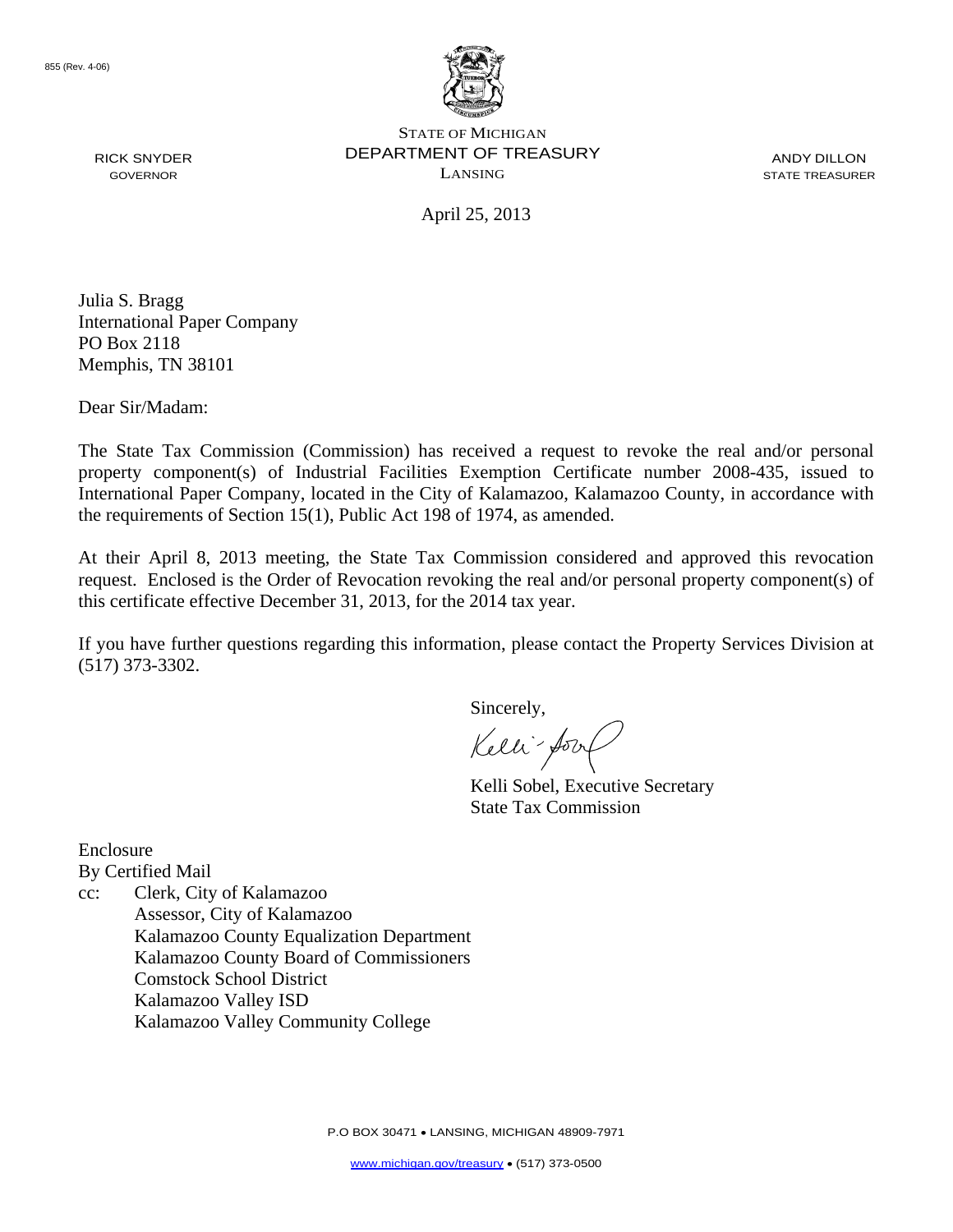855 (Rev. 4-06)

STATE OF MICHIGAN
DEPARTMENT OF TREASURY
LANSING

RICK SNYDER
GOVERNOR

ANDY DILLON
STATE TREASURER

April 25, 2013

Julia S. Bragg
International Paper Company
PO Box 2118
Memphis, TN 38101

Dear Sir/Madam:

The State Tax Commission (Commission) has received a request to revoke the real and/or personal property component(s) of Industrial Facilities Exemption Certificate number 2008-435, issued to International Paper Company, located in the City of Kalamazoo, Kalamazoo County, in accordance with the requirements of Section 15(1), Public Act 198 of 1974, as amended.

At their April 8, 2013 meeting, the State Tax Commission considered and approved this revocation request. Enclosed is the Order of Revocation revoking the real and/or personal property component(s) of this certificate effective December 31, 2013, for the 2014 tax year.

If you have further questions regarding this information, please contact the Property Services Division at (517) 373-3302.

Sincerely,

Kelli Sobel, Executive Secretary
State Tax Commission

Enclosure
By Certified Mail
cc: Clerk, City of Kalamazoo
Assessor, City of Kalamazoo
Kalamazoo County Equalization Department
Kalamazoo County Board of Commissioners
Comstock School District
Kalamazoo Valley ISD
Kalamazoo Valley Community College

P.O BOX 30471 • LANSING, MICHIGAN 48909-7971
www.michigan.gov/treasury • (517) 373-0500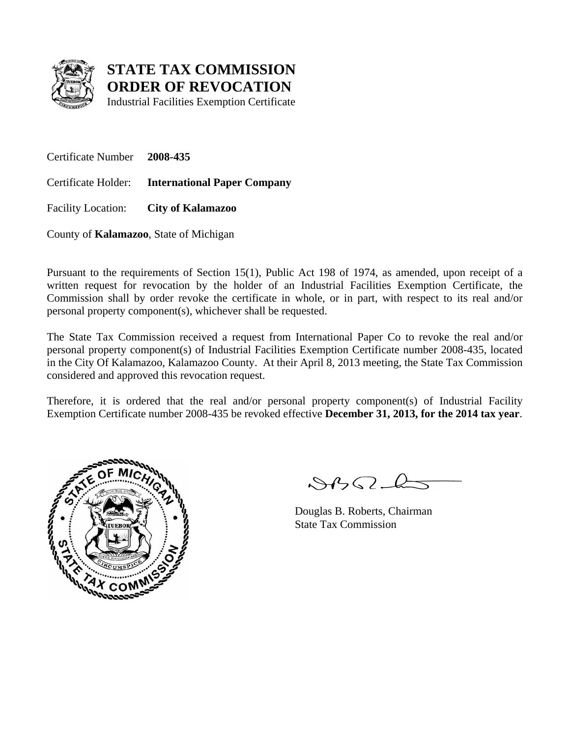# STATE TAX COMMISSION
# ORDER OF REVOCATION

Industrial Facilities Exemption Certificate

Certificate Number **2008-435**

Certificate Holder: **International Paper Company**

Facility Location: **City of Kalamazoo**

County of **Kalamazoo**, State of Michigan

Pursuant to the requirements of Section 15(1), Public Act 198 of 1974, as amended, upon receipt of a written request for revocation by the holder of an Industrial Facilities Exemption Certificate, the Commission shall by order revoke the certificate in whole, or in part, with respect to its real and/or personal property component(s), whichever shall be requested.

The State Tax Commission received a request from International Paper Co to revoke the real and/or personal property component(s) of Industrial Facilities Exemption Certificate number 2008-435, located in the City Of Kalamazoo, Kalamazoo County. At their April 8, 2013 meeting, the State Tax Commission considered and approved this revocation request.

Therefore, it is ordered that the real and/or personal property component(s) of Industrial Facility Exemption Certificate number 2008-435 be revoked effective **December 31, 2013, for the 2014 tax year**.

Douglas B. Roberts, Chairman
State Tax Commission